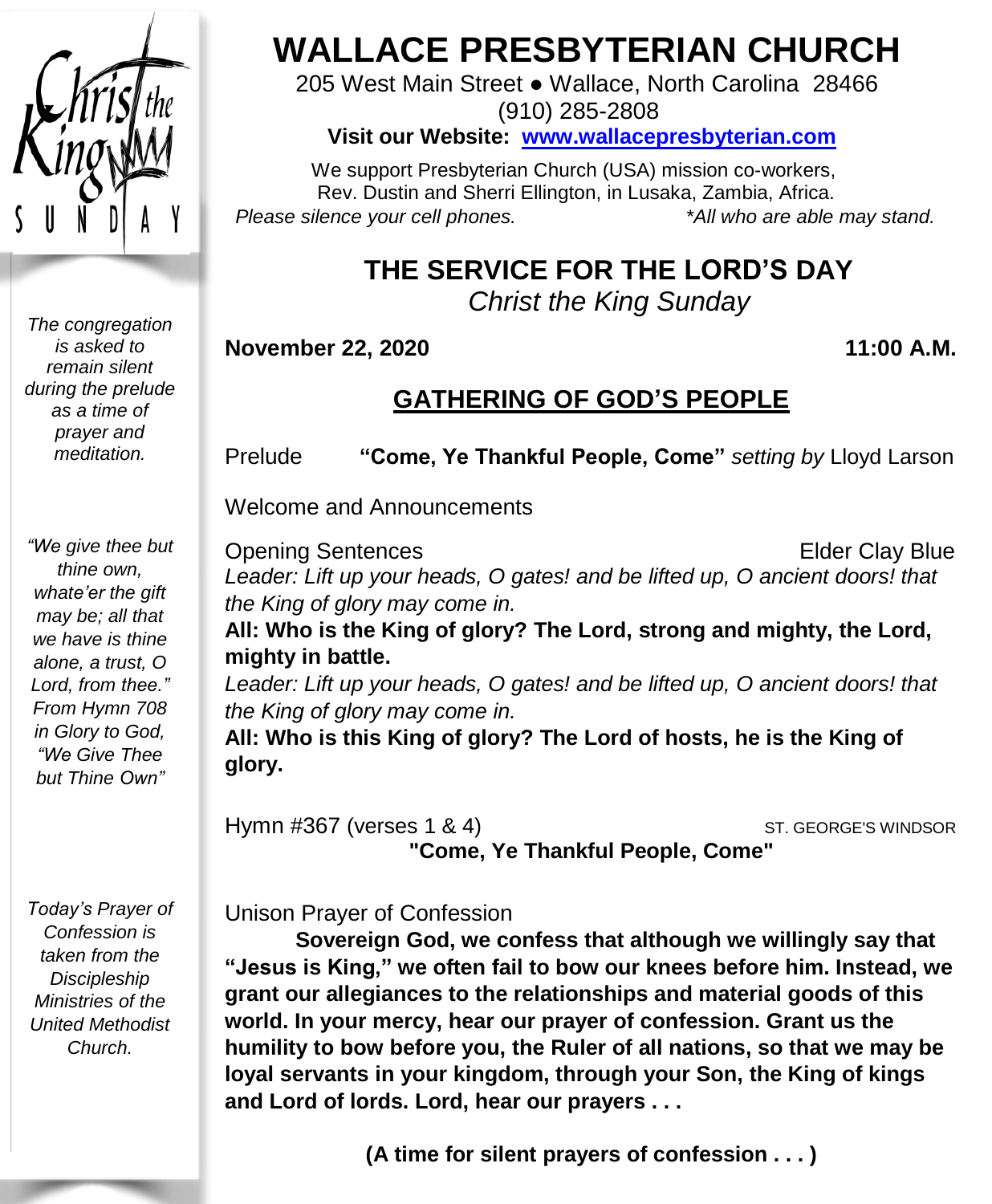# WALLACE PRESBYTERIAN CHURCH

205 West Main Street ● Wallace, North Carolina 28466
(910) 285-2808

**Visit our Website: www.wallacepresbyterian.com**

We support Presbyterian Church (USA) mission co-workers, Rev. Dustin and Sherri Ellington, in Lusaka, Zambia, Africa.

*Please silence your cell phones.* *\*All who are able may stand.*

## THE SERVICE FOR THE LORD'S DAY

*Christ the King Sunday*

**November 22, 2020** **11:00 A.M.**

### GATHERING OF GOD'S PEOPLE

*The congregation is asked to remain silent during the prelude as a time of prayer and meditation.*

Prelude **"Come, Ye Thankful People, Come"** *setting by* Lloyd Larson

Welcome and Announcements

Opening Sentences Elder Clay Blue

*Leader: Lift up your heads, O gates! and be lifted up, O ancient doors! that the King of glory may come in.*

**All: Who is the King of glory? The Lord, strong and mighty, the Lord, mighty in battle.**

*Leader: Lift up your heads, O gates! and be lifted up, O ancient doors! that the King of glory may come in.*

**All: Who is this King of glory? The Lord of hosts, he is the King of glory.**

*"We give thee but thine own, whate'er the gift may be; all that we have is thine alone, a trust, O Lord, from thee." From Hymn 708 in Glory to God, "We Give Thee but Thine Own"*

Hymn #367 (verses 1 & 4) ST. GEORGE'S WINDSOR

**"Come, Ye Thankful People, Come"**

Unison Prayer of Confession

*Today's Prayer of Confession is taken from the Discipleship Ministries of the United Methodist Church.*

**Sovereign God, we confess that although we willingly say that "Jesus is King," we often fail to bow our knees before him. Instead, we grant our allegiances to the relationships and material goods of this world. In your mercy, hear our prayer of confession. Grant us the humility to bow before you, the Ruler of all nations, so that we may be loyal servants in your kingdom, through your Son, the King of kings and Lord of lords. Lord, hear our prayers . . .**

**(A time for silent prayers of confession . . . )**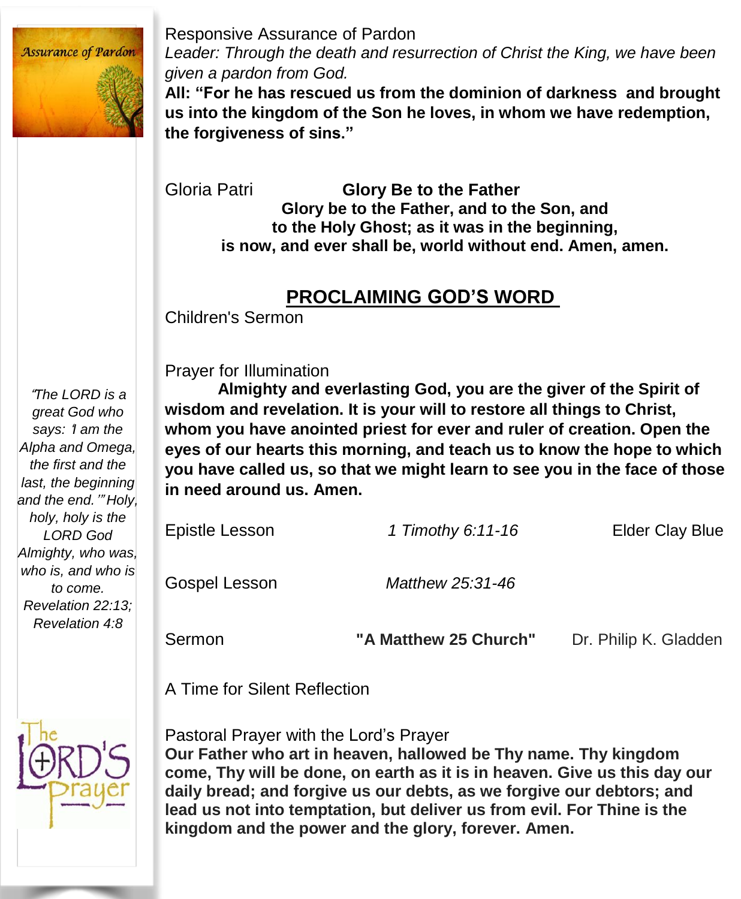Assurance of Pardon

Responsive Assurance of Pardon

*Leader: Through the death and resurrection of Christ the King, we have been given a pardon from God.*

**All: "For he has rescued us from the dominion of darkness and brought us into the kingdom of the Son he loves, in whom we have redemption, the forgiveness of sins."**

Gloria Patri **Glory Be to the Father**

**Glory be to the Father, and to the Son, and**
**to the Holy Ghost; as it was in the beginning,**
**is now, and ever shall be, world without end. Amen, amen.**

## PROCLAIMING GOD'S WORD

Children's Sermon

Prayer for Illumination

**Almighty and everlasting God, you are the giver of the Spirit of wisdom and revelation. It is your will to restore all things to Christ, whom you have anointed priest for ever and ruler of creation. Open the eyes of our hearts this morning, and teach us to know the hope to which you have called us, so that we might learn to see you in the face of those in need around us. Amen.**

*"The LORD is a great God who says: 'I am the Alpha and Omega, the first and the last, the beginning and the end.'" Holy, holy, holy is the LORD God Almighty, who was, who is, and who is to come. Revelation 22:13; Revelation 4:8*

Epistle Lesson *1 Timothy 6:11-16* Elder Clay Blue

Gospel Lesson *Matthew 25:31-46*

Sermon **"A Matthew 25 Church"** Dr. Philip K. Gladden

A Time for Silent Reflection

The LORD'S Prayer

Pastoral Prayer with the Lord's Prayer

**Our Father who art in heaven, hallowed be Thy name. Thy kingdom come, Thy will be done, on earth as it is in heaven. Give us this day our daily bread; and forgive us our debts, as we forgive our debtors; and lead us not into temptation, but deliver us from evil. For Thine is the kingdom and the power and the glory, forever. Amen.**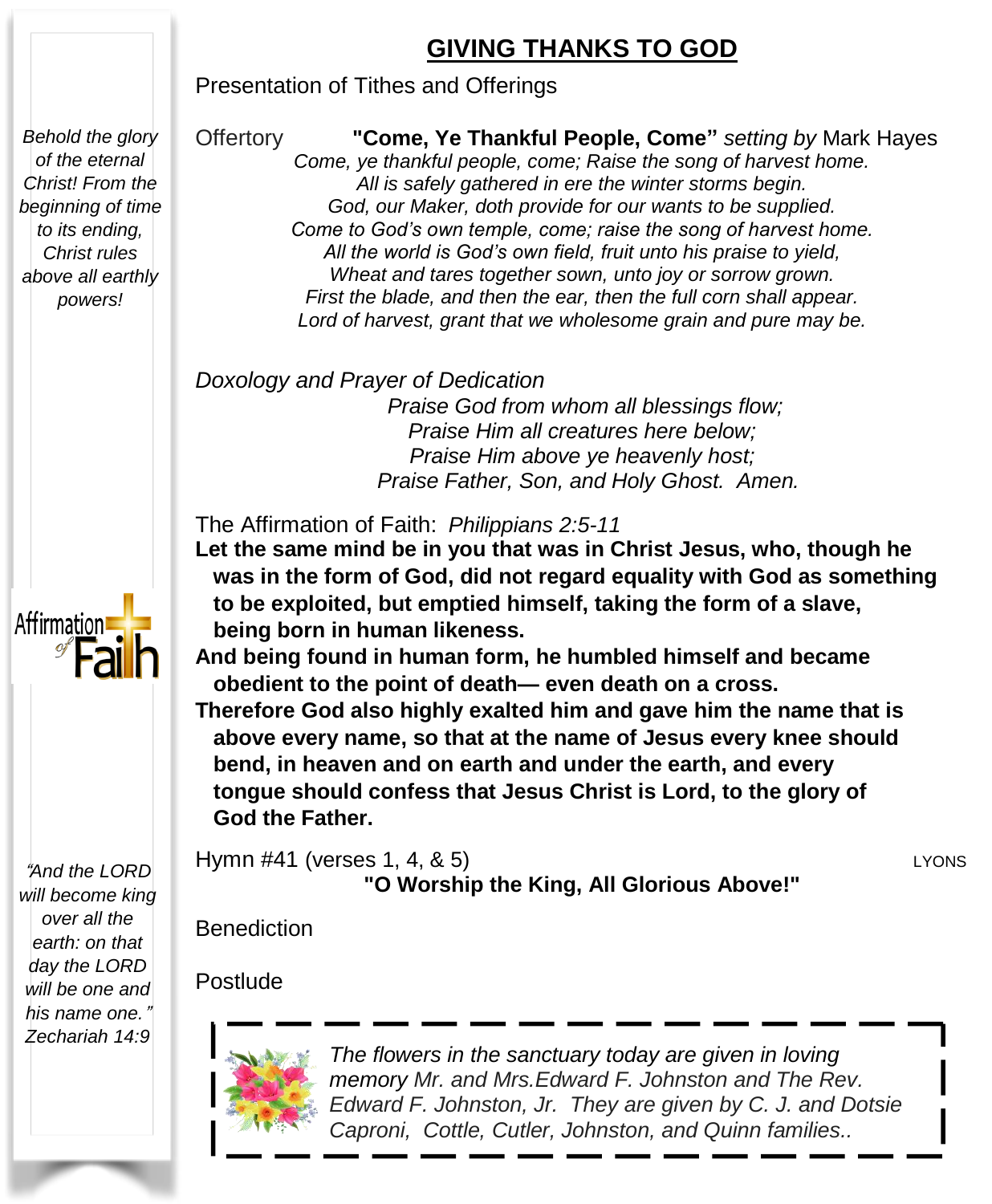## GIVING THANKS TO GOD

*Behold the glory of the eternal Christ! From the beginning of time to its ending, Christ rules above all earthly powers!*

Presentation of Tithes and Offerings

Offertory **"Come, Ye Thankful People, Come"** *setting by* Mark Hayes

*Come, ye thankful people, come; Raise the song of harvest home.*
*All is safely gathered in ere the winter storms begin.*
*God, our Maker, doth provide for our wants to be supplied.*
*Come to God's own temple, come; raise the song of harvest home.*
*All the world is God's own field, fruit unto his praise to yield,*
*Wheat and tares together sown, unto joy or sorrow grown.*
*First the blade, and then the ear, then the full corn shall appear.*
*Lord of harvest, grant that we wholesome grain and pure may be.*

*Doxology and Prayer of Dedication*

*Praise God from whom all blessings flow;*
*Praise Him all creatures here below;*
*Praise Him above ye heavenly host;*
*Praise Father, Son, and Holy Ghost. Amen.*

Affirmation of Faith

The Affirmation of Faith: *Philippians 2:5-11*

**Let the same mind be in you that was in Christ Jesus, who, though he was in the form of God, did not regard equality with God as something to be exploited, but emptied himself, taking the form of a slave, being born in human likeness.**

**And being found in human form, he humbled himself and became obedient to the point of death— even death on a cross.**

**Therefore God also highly exalted him and gave him the name that is above every name, so that at the name of Jesus every knee should bend, in heaven and on earth and under the earth, and every tongue should confess that Jesus Christ is Lord, to the glory of God the Father.**

*"And the LORD will become king over all the earth: on that day the LORD will be one and his name one." Zechariah 14:9*

Hymn #41 (verses 1, 4, & 5) LYONS

**"O Worship the King, All Glorious Above!"**

Benediction

Postlude

*The flowers in the sanctuary today are given in loving memory Mr. and Mrs.Edward F. Johnston and The Rev. Edward F. Johnston, Jr. They are given by C. J. and Dotsie Caproni, Cottle, Cutler, Johnston, and Quinn families..*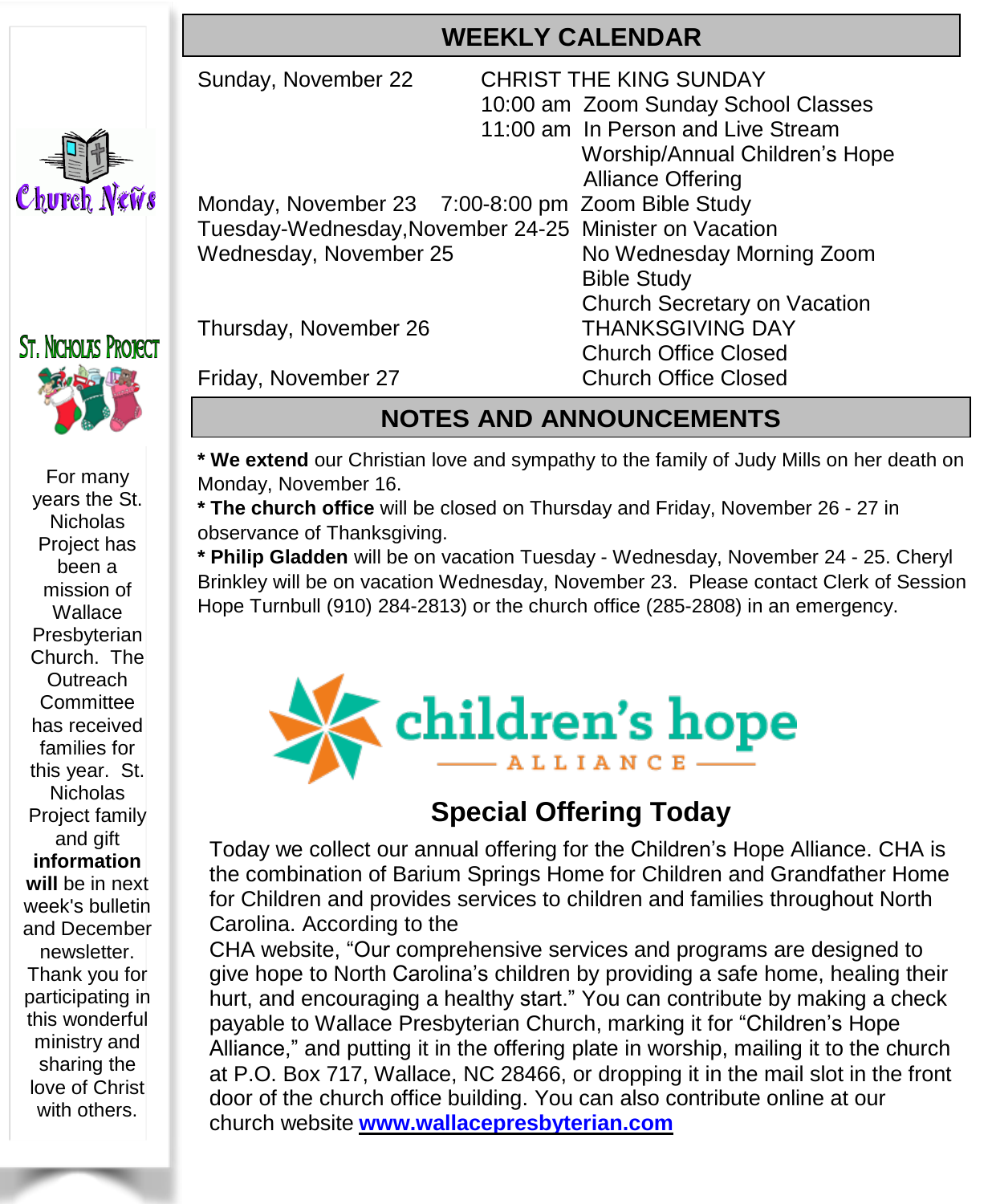Church News

ST. NICHOLAS PROJECT

For many years the St. Nicholas Project has been a mission of Wallace Presbyterian Church. The Outreach Committee has received families for this year. St. Nicholas Project family and gift **information will** be in next week's bulletin and December newsletter. Thank you for participating in this wonderful ministry and sharing the love of Christ with others.

## WEEKLY CALENDAR

| | | |
|---|---|---|
| Sunday, November 22 | | CHRIST THE KING SUNDAY |
| | 10:00 am | Zoom Sunday School Classes |
| | 11:00 am | In Person and Live Stream Worship/Annual Children's Hope Alliance Offering |
| Monday, November 23 | 7:00-8:00 pm | Zoom Bible Study |
| Tuesday-Wednesday, November 24-25 | | Minister on Vacation |
| Wednesday, November 25 | | No Wednesday Morning Zoom Bible Study |
| | | Church Secretary on Vacation |
| Thursday, November 26 | | THANKSGIVING DAY |
| | | Church Office Closed |
| Friday, November 27 | | Church Office Closed |

## NOTES AND ANNOUNCEMENTS

* **We extend** our Christian love and sympathy to the family of Judy Mills on her death on Monday, November 16.
* **The church office** will be closed on Thursday and Friday, November 26 - 27 in observance of Thanksgiving.
* **Philip Gladden** will be on vacation Tuesday - Wednesday, November 24 - 25. Cheryl Brinkley will be on vacation Wednesday, November 23. Please contact Clerk of Session Hope Turnbull (910) 284-2813) or the church office (285-2808) in an emergency.

children's hope ALLIANCE

## Special Offering Today

Today we collect our annual offering for the Children's Hope Alliance. CHA is the combination of Barium Springs Home for Children and Grandfather Home for Children and provides services to children and families throughout North Carolina. According to the CHA website, "Our comprehensive services and programs are designed to give hope to North Carolina's children by providing a safe home, healing their hurt, and encouraging a healthy start." You can contribute by making a check payable to Wallace Presbyterian Church, marking it for "Children's Hope Alliance," and putting it in the offering plate in worship, mailing it to the church at P.O. Box 717, Wallace, NC 28466, or dropping it in the mail slot in the front door of the church office building. You can also contribute online at our church website **www.wallacepresbyterian.com**